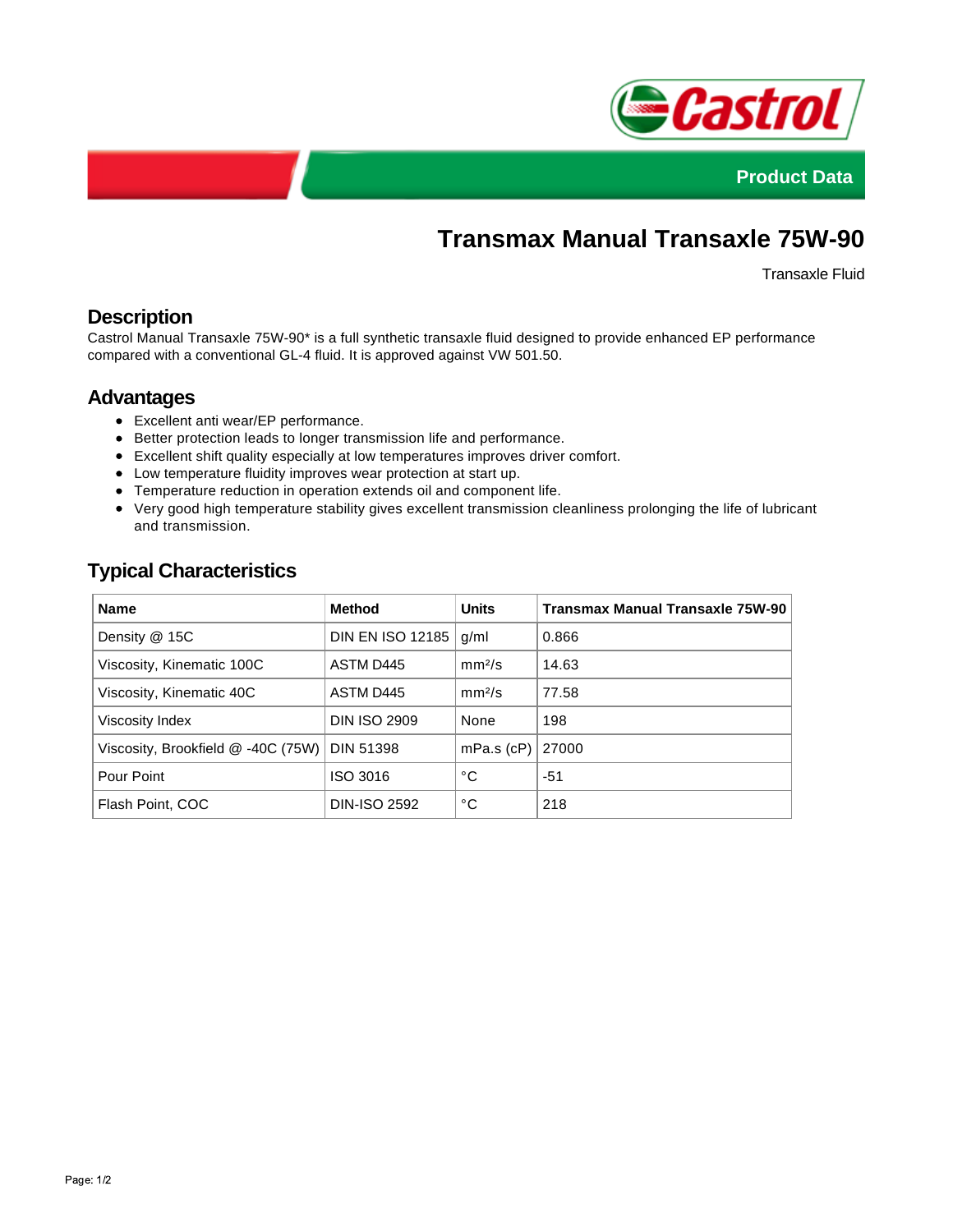Product Data

# Transmax Manual Transaxle 75W-90

Transaxle Fluid

## Description

Castrol Manual Transaxle 75W-90* is a full synthetic transaxle fluid designed to provide enhanced EP performance compared with a conventional GL-4 fluid. It is approved against VW 501.50.

## Advantages

- Excellent anti wear/EP performance.
- Better protection leads to longer transmission life and performance.
- Excellent shift quality especially at low temperatures improves driver comfort.
- Low temperature fluidity improves wear protection at start up.
- Temperature reduction in operation extends oil and component life.
- Very good high temperature stability gives excellent transmission cleanliness prolonging the life of lubricant and transmission.

## Typical Characteristics

| Name | Method | Units | Transmax Manual Transaxle 75W-90 |
|---|---|---|---|
| Density @ 15C | DIN EN ISO 12185 | g/ml | 0.866 |
| Viscosity, Kinematic 100C | ASTM D445 | $mm^2/s$ | 14.63 |
| Viscosity, Kinematic 40C | ASTM D445 | $mm^2/s$ | 77.58 |
| Viscosity Index | DIN ISO 2909 | None | 198 |
| Viscosity, Brookfield @ -40C (75W) | DIN 51398 | mPa.s (cP) | 27000 |
| Pour Point | ISO 3016 | °C | -51 |
| Flash Point, COC | DIN-ISO 2592 | °C | 218 |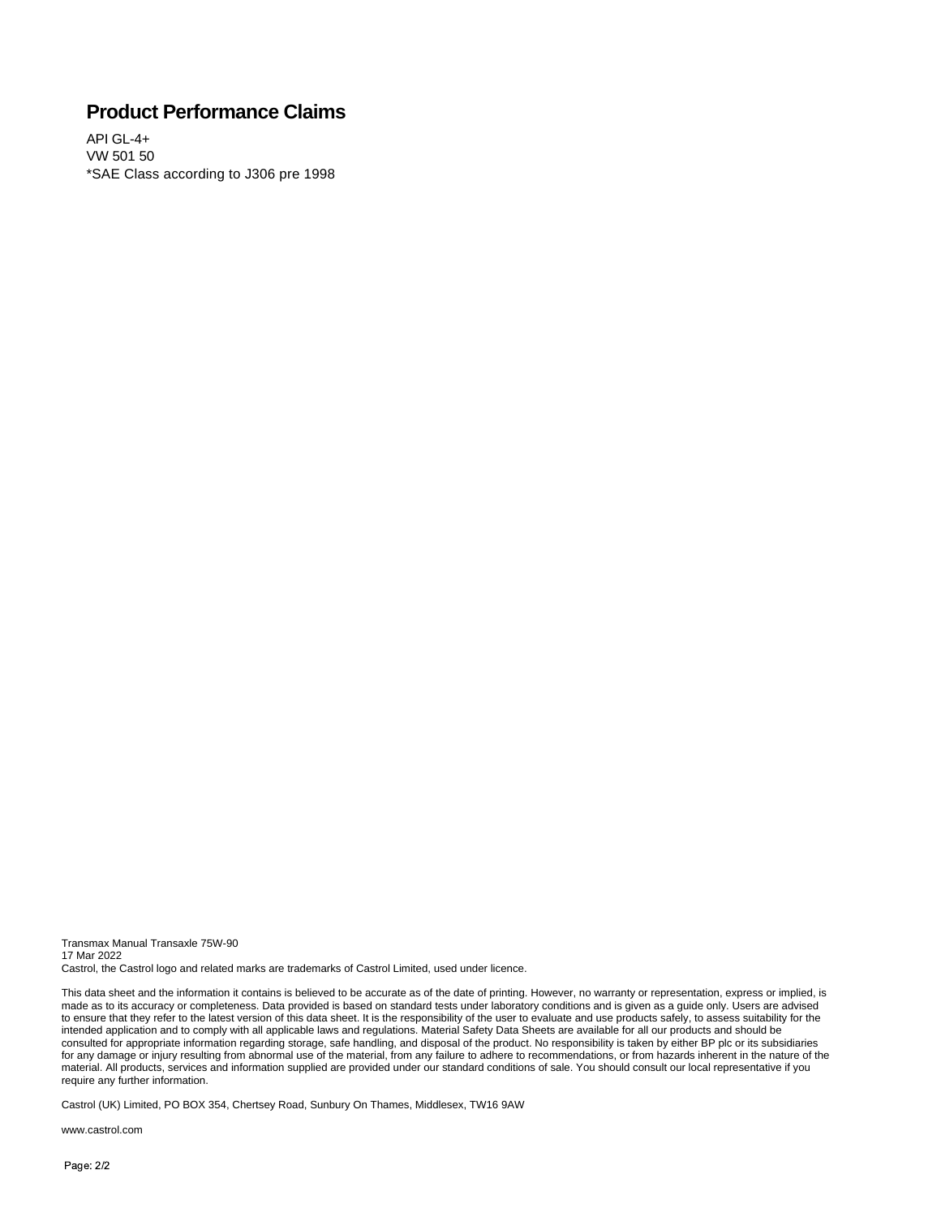## Product Performance Claims

API GL-4+
VW 501 50
*SAE Class according to J306 pre 1998

Transmax Manual Transaxle 75W-90
17 Mar 2022
Castrol, the Castrol logo and related marks are trademarks of Castrol Limited, used under licence.

This data sheet and the information it contains is believed to be accurate as of the date of printing. However, no warranty or representation, express or implied, is made as to its accuracy or completeness. Data provided is based on standard tests under laboratory conditions and is given as a guide only. Users are advised to ensure that they refer to the latest version of this data sheet. It is the responsibility of the user to evaluate and use products safely, to assess suitability for the intended application and to comply with all applicable laws and regulations. Material Safety Data Sheets are available for all our products and should be consulted for appropriate information regarding storage, safe handling, and disposal of the product. No responsibility is taken by either BP plc or its subsidiaries for any damage or injury resulting from abnormal use of the material, from any failure to adhere to recommendations, or from hazards inherent in the nature of the material. All products, services and information supplied are provided under our standard conditions of sale. You should consult our local representative if you require any further information.

Castrol (UK) Limited, PO BOX 354, Chertsey Road, Sunbury On Thames, Middlesex, TW16 9AW

www.castrol.com